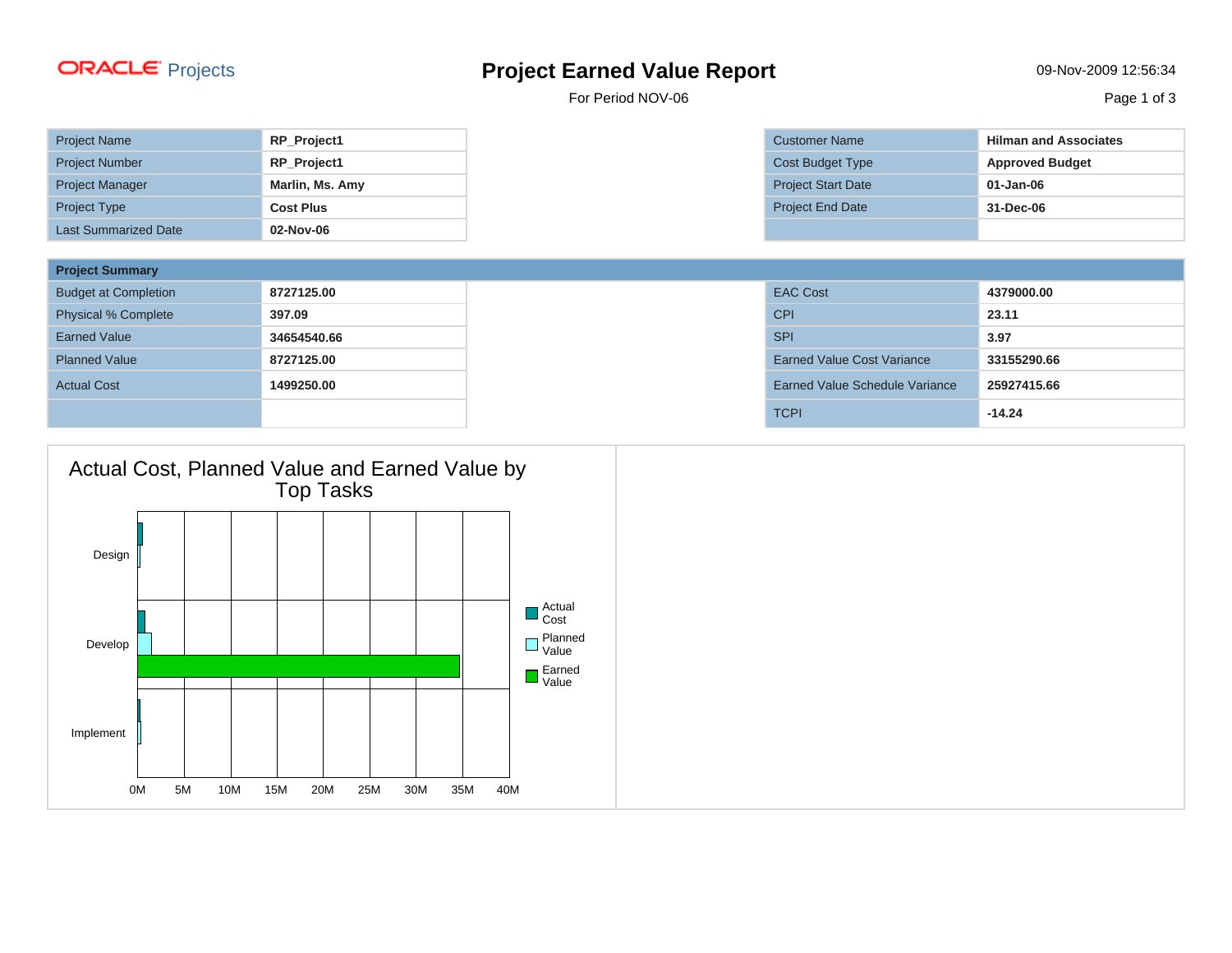ORACLE Projects

# Project Earned Value Report

For Period NOV-06

09-Nov-2009 12:56:34

| Project Name | RP_Project1 | Customer Name | Hilman and Associates |
| --- | --- | --- | --- |
| Project Number | RP_Project1 | Cost Budget Type | Approved Budget |
| Project Manager | Marlin, Ms. Amy | Project Start Date | 01-Jan-06 |
| Project Type | Cost Plus | Project End Date | 31-Dec-06 |
| Last Summarized Date | 02-Nov-06 | | |

## Project Summary

| | | | |
| --- | --- | --- | --- |
| Budget at Completion | 8727125.00 | EAC Cost | 4379000.00 |
| Physical % Complete | 397.09 | CPI | 23.11 |
| Earned Value | 34654540.66 | SPI | 3.97 |
| Planned Value | 8727125.00 | Earned Value Cost Variance | 33155290.66 |
| Actual Cost | 1499250.00 | Earned Value Schedule Variance | 25927415.66 |
| | | TCPI | -14.24 |

### Actual Cost, Planned Value and Earned Value by Top Tasks

Tasks: Design, Develop, Implement

Legend: Actual Cost, Planned Value, Earned Value

Axis: 0M, 5M, 10M, 15M, 20M, 25M, 30M, 35M, 40M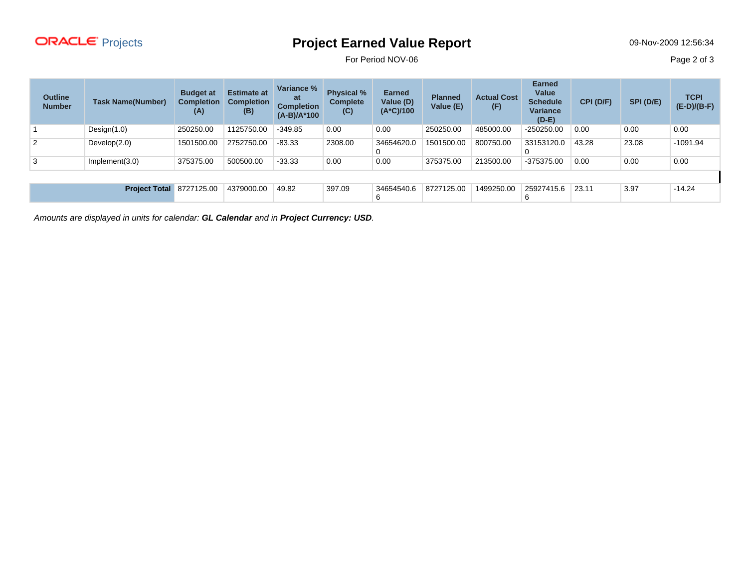# Project Earned Value Report

For Period NOV-06

| Outline Number | Task Name(Number) | Budget at Completion (A) | Estimate at Completion (B) | Variance % at Completion (A-B)/A*100 | Physical % Complete (C) | Earned Value (D) (A*C)/100 | Planned Value (E) | Actual Cost (F) | Earned Value Schedule Variance (D-E) | CPI (D/F) | SPI (D/E) | TCPI (E-D)/(B-F) |
|---|---|---|---|---|---|---|---|---|---|---|---|---|
| 1 | Design(1.0) | 250250.00 | 1125750.00 | -349.85 | 0.00 | 0.00 | 250250.00 | 485000.00 | -250250.00 | 0.00 | 0.00 | 0.00 |
| 2 | Develop(2.0) | 1501500.00 | 2752750.00 | -83.33 | 2308.00 | 34654620.00 | 1501500.00 | 800750.00 | 33153120.00 | 43.28 | 23.08 | -1091.94 |
| 3 | Implement(3.0) | 375375.00 | 500500.00 | -33.33 | 0.00 | 0.00 | 375375.00 | 213500.00 | -375375.00 | 0.00 | 0.00 | 0.00 |
| | **Project Total** | 8727125.00 | 4379000.00 | 49.82 | 397.09 | 34654540.66 | 8727125.00 | 1499250.00 | 25927415.66 | 23.11 | 3.97 | -14.24 |

*Amounts are displayed in units for calendar: **GL Calendar** and in **Project Currency: USD**.*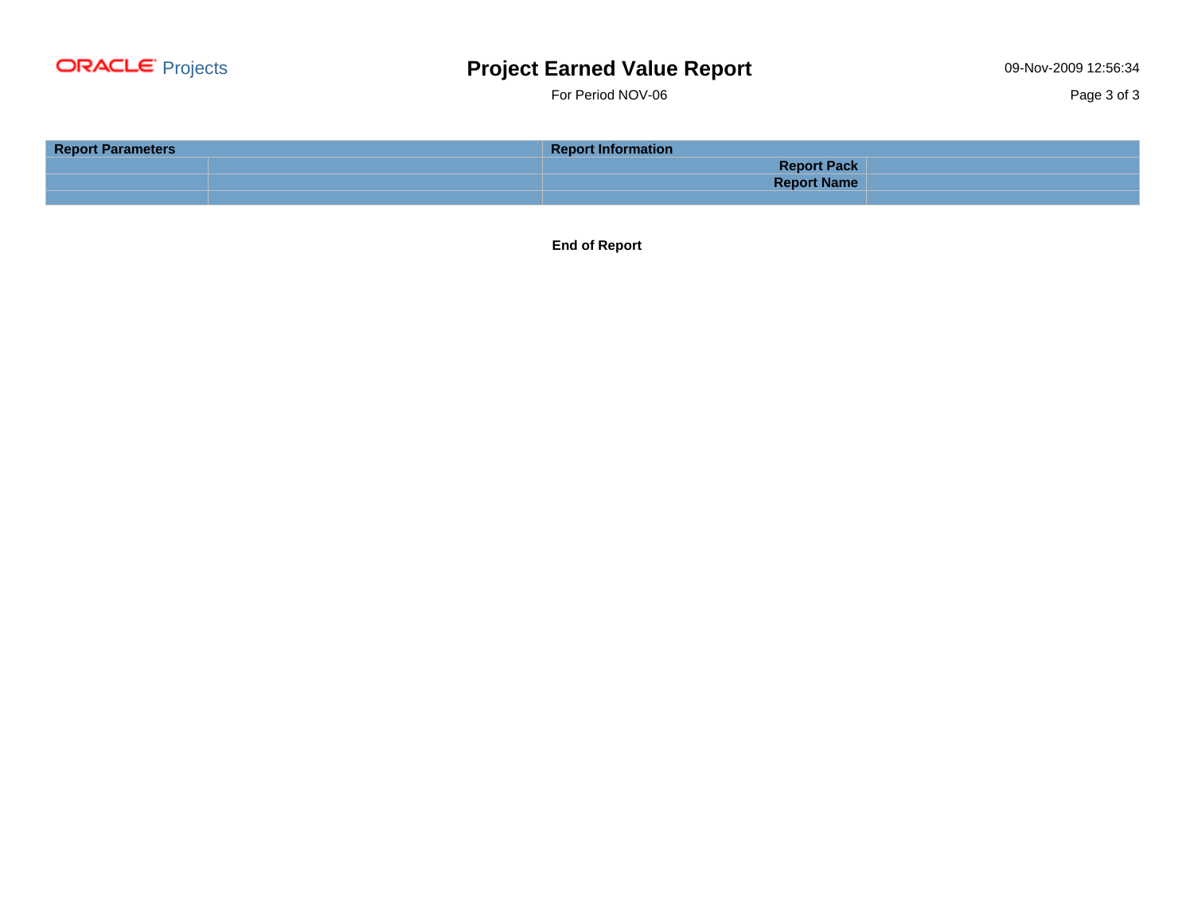# Project Earned Value Report

For Period NOV-06

| **Report Parameters** | | **Report Information** | |
|---|---|---|---|
| | | **Report Pack** | |
| | | **Report Name** | |
| | | | |

**End of Report**